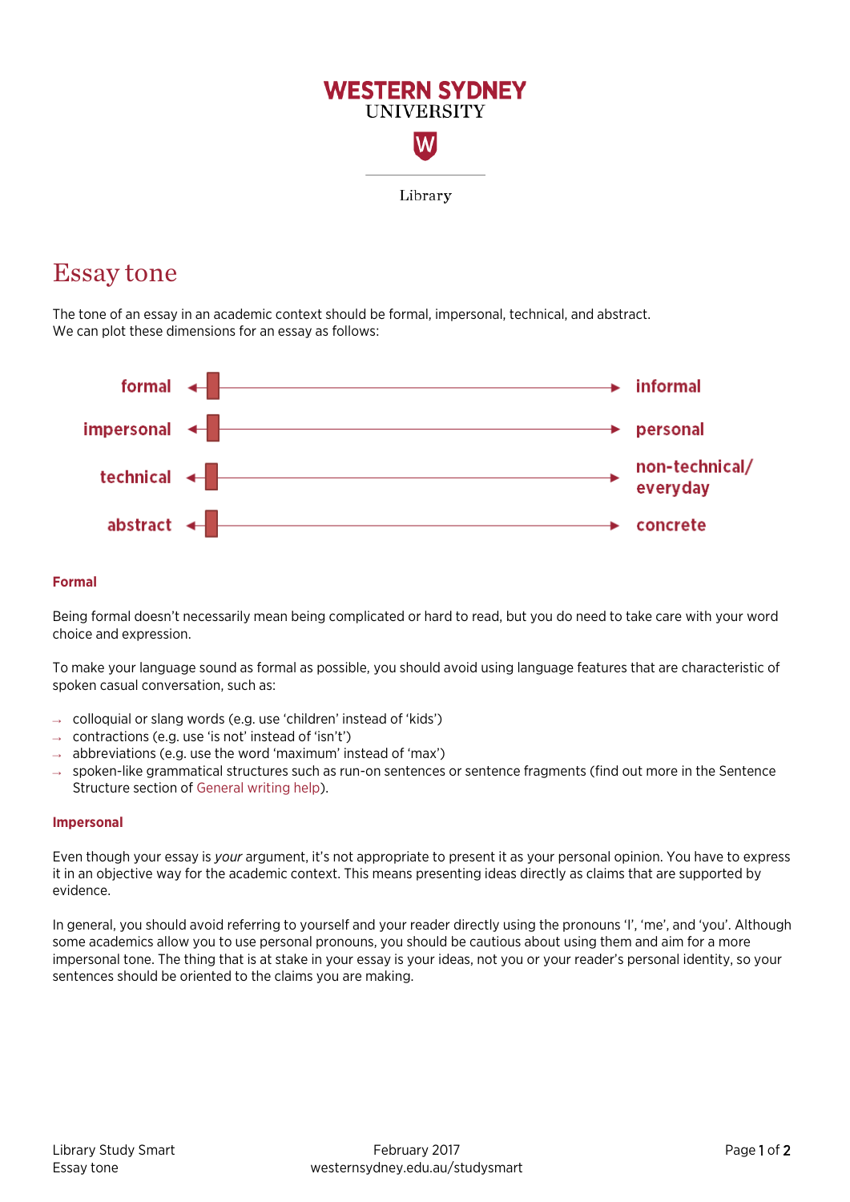WESTERN SYDNEY UNIVERSITY

Library

# Essay tone

The tone of an essay in an academic context should be formal, impersonal, technical, and abstract.
We can plot these dimensions for an essay as follows:

| | |
|---|---|
| formal | informal |
| impersonal | personal |
| technical | non-technical/ everyday |
| abstract | concrete |

### Formal

Being formal doesn't necessarily mean being complicated or hard to read, but you do need to take care with your word choice and expression.

To make your language sound as formal as possible, you should avoid using language features that are characteristic of spoken casual conversation, such as:

- colloquial or slang words (e.g. use 'children' instead of 'kids')
- contractions (e.g. use 'is not' instead of 'isn't')
- abbreviations (e.g. use the word 'maximum' instead of 'max')
- spoken-like grammatical structures such as run-on sentences or sentence fragments (find out more in the Sentence Structure section of General writing help).

### Impersonal

Even though your essay is *your* argument, it's not appropriate to present it as your personal opinion. You have to express it in an objective way for the academic context. This means presenting ideas directly as claims that are supported by evidence.

In general, you should avoid referring to yourself and your reader directly using the pronouns 'I', 'me', and 'you'. Although some academics allow you to use personal pronouns, you should be cautious about using them and aim for a more impersonal tone. The thing that is at stake in your essay is your ideas, not you or your reader's personal identity, so your sentences should be oriented to the claims you are making.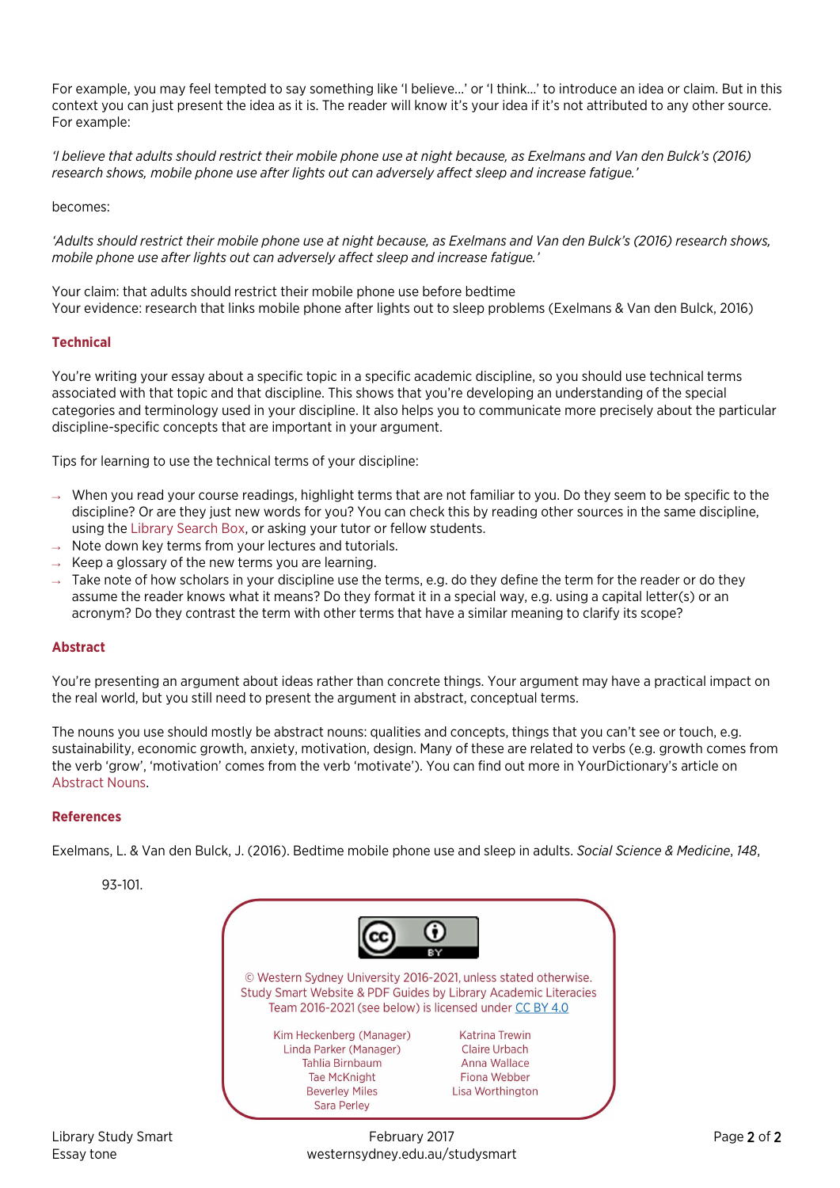For example, you may feel tempted to say something like 'I believe…' or 'I think…' to introduce an idea or claim. But in this context you can just present the idea as it is. The reader will know it's your idea if it's not attributed to any other source. For example:

*'I believe that adults should restrict their mobile phone use at night because, as Exelmans and Van den Bulck's (2016) research shows, mobile phone use after lights out can adversely affect sleep and increase fatigue.'*

becomes:

*'Adults should restrict their mobile phone use at night because, as Exelmans and Van den Bulck's (2016) research shows, mobile phone use after lights out can adversely affect sleep and increase fatigue.'*

Your claim: that adults should restrict their mobile phone use before bedtime
Your evidence: research that links mobile phone after lights out to sleep problems (Exelmans & Van den Bulck, 2016)

## Technical

You're writing your essay about a specific topic in a specific academic discipline, so you should use technical terms associated with that topic and that discipline. This shows that you're developing an understanding of the special categories and terminology used in your discipline. It also helps you to communicate more precisely about the particular discipline-specific concepts that are important in your argument.

Tips for learning to use the technical terms of your discipline:

- When you read your course readings, highlight terms that are not familiar to you. Do they seem to be specific to the discipline? Or are they just new words for you? You can check this by reading other sources in the same discipline, using the Library Search Box, or asking your tutor or fellow students.
- Note down key terms from your lectures and tutorials.
- Keep a glossary of the new terms you are learning.
- Take note of how scholars in your discipline use the terms, e.g. do they define the term for the reader or do they assume the reader knows what it means? Do they format it in a special way, e.g. using a capital letter(s) or an acronym? Do they contrast the term with other terms that have a similar meaning to clarify its scope?

## Abstract

You're presenting an argument about ideas rather than concrete things. Your argument may have a practical impact on the real world, but you still need to present the argument in abstract, conceptual terms.

The nouns you use should mostly be abstract nouns: qualities and concepts, things that you can't see or touch, e.g. sustainability, economic growth, anxiety, motivation, design. Many of these are related to verbs (e.g. growth comes from the verb 'grow', 'motivation' comes from the verb 'motivate'). You can find out more in YourDictionary's article on Abstract Nouns.

## References

Exelmans, L. & Van den Bulck, J. (2016). Bedtime mobile phone use and sleep in adults. *Social Science & Medicine*, *148*, 93-101.

© Western Sydney University 2016-2021, unless stated otherwise. Study Smart Website & PDF Guides by Library Academic Literacies Team 2016-2021 (see below) is licensed under CC BY 4.0

Kim Heckenberg (Manager)
Linda Parker (Manager)
Tahlia Birnbaum
Tae McKnight
Beverley Miles
Sara Perley
Katrina Trewin
Claire Urbach
Anna Wallace
Fiona Webber
Lisa Worthington